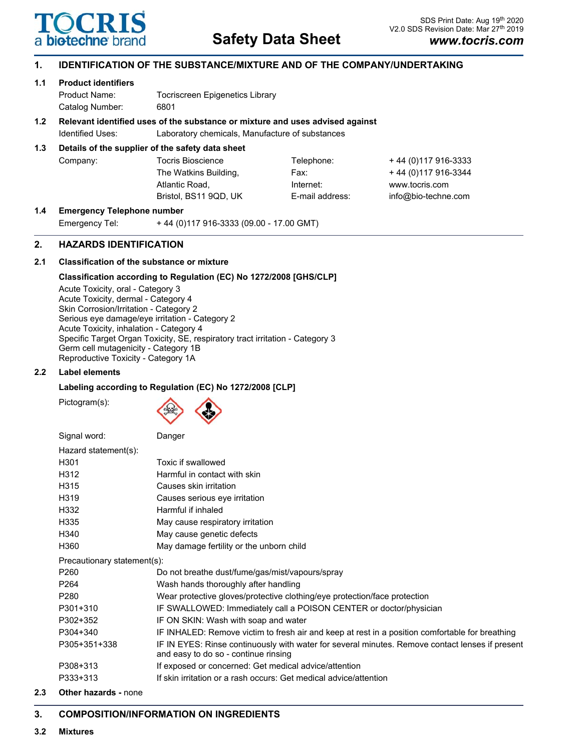**TOCRIS** a biotechne brand

# Safety Data Sheet

SDS Print Date: Aug 19th 2020
V2.0 SDS Revision Date: Mar 27th 2019
**www.tocris.com**

## 1. IDENTIFICATION OF THE SUBSTANCE/MIXTURE AND OF THE COMPANY/UNDERTAKING

### 1.1 Product identifiers

Product Name: Tocriscreen Epigenetics Library
Catalog Number: 6801

### 1.2 Relevant identified uses of the substance or mixture and uses advised against

Identified Uses: Laboratory chemicals, Manufacture of substances

### 1.3 Details of the supplier of the safety data sheet

| Company: | Tocris Bioscience | Telephone: | + 44 (0)117 916-3333 |
|---|---|---|---|
| | The Watkins Building, | Fax: | + 44 (0)117 916-3344 |
| | Atlantic Road, | Internet: | www.tocris.com |
| | Bristol, BS11 9QD, UK | E-mail address: | info@bio-techne.com |

### 1.4 Emergency Telephone number

Emergency Tel: + 44 (0)117 916-3333 (09.00 - 17.00 GMT)

## 2. HAZARDS IDENTIFICATION

### 2.1 Classification of the substance or mixture

**Classification according to Regulation (EC) No 1272/2008 [GHS/CLP]**

Acute Toxicity, oral - Category 3
Acute Toxicity, dermal - Category 4
Skin Corrosion/Irritation - Category 2
Serious eye damage/eye irritation - Category 2
Acute Toxicity, inhalation - Category 4
Specific Target Organ Toxicity, SE, respiratory tract irritation - Category 3
Germ cell mutagenicity - Category 1B
Reproductive Toxicity - Category 1A

### 2.2 Label elements

**Labeling according to Regulation (EC) No 1272/2008 [CLP]**

Pictogram(s):

Signal word: Danger

Hazard statement(s):

| | |
|---|---|
| H301 | Toxic if swallowed |
| H312 | Harmful in contact with skin |
| H315 | Causes skin irritation |
| H319 | Causes serious eye irritation |
| H332 | Harmful if inhaled |
| H335 | May cause respiratory irritation |
| H340 | May cause genetic defects |
| H360 | May damage fertility or the unborn child |

Precautionary statement(s):

| | |
|---|---|
| P260 | Do not breathe dust/fume/gas/mist/vapours/spray |
| P264 | Wash hands thoroughly after handling |
| P280 | Wear protective gloves/protective clothing/eye protection/face protection |
| P301+310 | IF SWALLOWED: Immediately call a POISON CENTER or doctor/physician |
| P302+352 | IF ON SKIN: Wash with soap and water |
| P304+340 | IF INHALED: Remove victim to fresh air and keep at rest in a position comfortable for breathing |
| P305+351+338 | IF IN EYES: Rinse continuously with water for several minutes. Remove contact lenses if present and easy to do so - continue rinsing |
| P308+313 | If exposed or concerned: Get medical advice/attention |
| P333+313 | If skin irritation or a rash occurs: Get medical advice/attention |

### 2.3 Other hazards - none

## 3. COMPOSITION/INFORMATION ON INGREDIENTS

### 3.2 Mixtures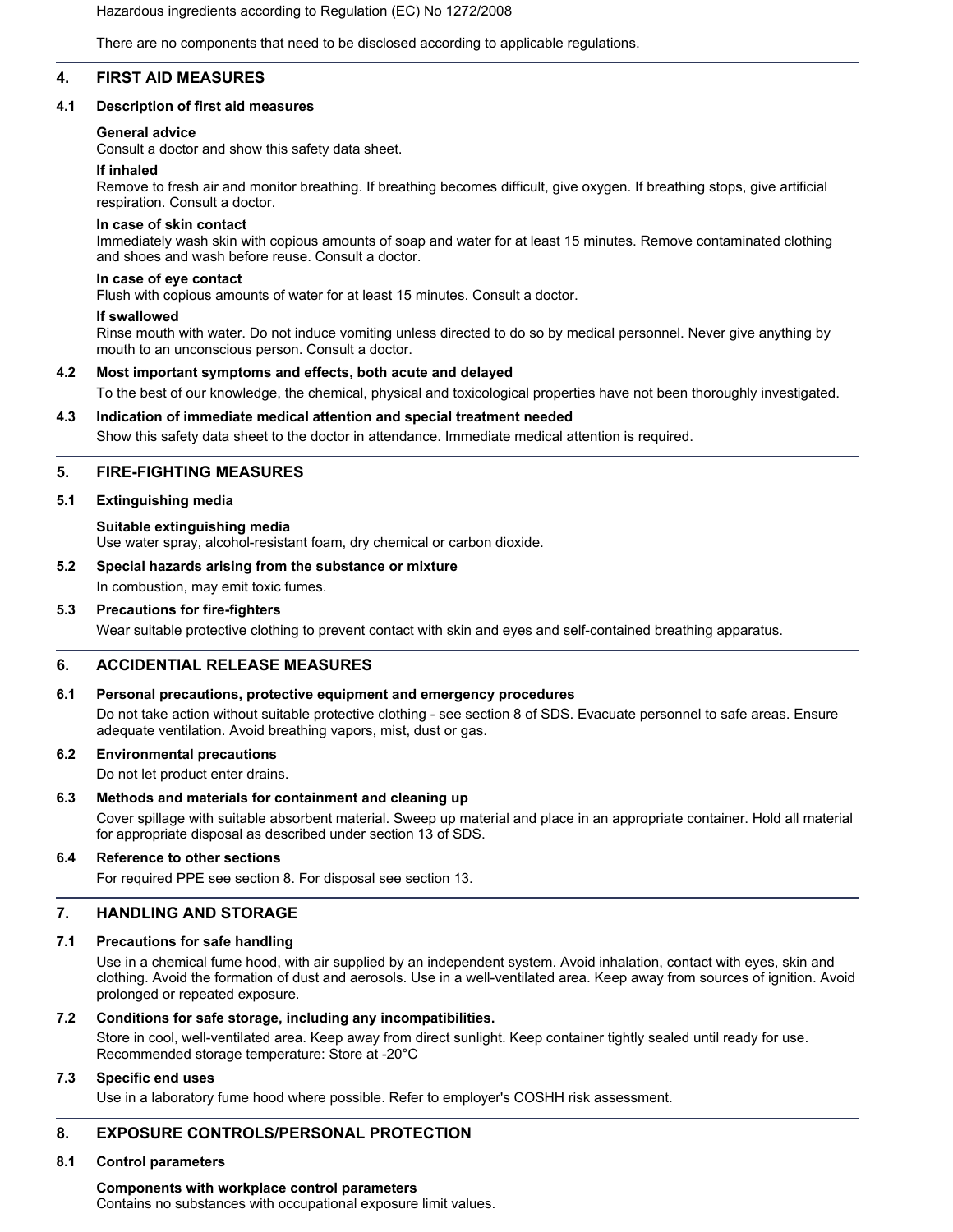Hazardous ingredients according to Regulation (EC) No 1272/2008

There are no components that need to be disclosed according to applicable regulations.

## 4. FIRST AID MEASURES

### 4.1 Description of first aid measures

**General advice**
Consult a doctor and show this safety data sheet.

**If inhaled**
Remove to fresh air and monitor breathing. If breathing becomes difficult, give oxygen. If breathing stops, give artificial respiration. Consult a doctor.

**In case of skin contact**
Immediately wash skin with copious amounts of soap and water for at least 15 minutes. Remove contaminated clothing and shoes and wash before reuse. Consult a doctor.

**In case of eye contact**
Flush with copious amounts of water for at least 15 minutes. Consult a doctor.

**If swallowed**
Rinse mouth with water. Do not induce vomiting unless directed to do so by medical personnel. Never give anything by mouth to an unconscious person. Consult a doctor.

### 4.2 Most important symptoms and effects, both acute and delayed

To the best of our knowledge, the chemical, physical and toxicological properties have not been thoroughly investigated.

### 4.3 Indication of immediate medical attention and special treatment needed

Show this safety data sheet to the doctor in attendance. Immediate medical attention is required.

## 5. FIRE-FIGHTING MEASURES

### 5.1 Extinguishing media

**Suitable extinguishing media**
Use water spray, alcohol-resistant foam, dry chemical or carbon dioxide.

### 5.2 Special hazards arising from the substance or mixture

In combustion, may emit toxic fumes.

### 5.3 Precautions for fire-fighters

Wear suitable protective clothing to prevent contact with skin and eyes and self-contained breathing apparatus.

## 6. ACCIDENTIAL RELEASE MEASURES

### 6.1 Personal precautions, protective equipment and emergency procedures

Do not take action without suitable protective clothing - see section 8 of SDS. Evacuate personnel to safe areas. Ensure adequate ventilation. Avoid breathing vapors, mist, dust or gas.

### 6.2 Environmental precautions

Do not let product enter drains.

### 6.3 Methods and materials for containment and cleaning up

Cover spillage with suitable absorbent material. Sweep up material and place in an appropriate container. Hold all material for appropriate disposal as described under section 13 of SDS.

### 6.4 Reference to other sections

For required PPE see section 8. For disposal see section 13.

## 7. HANDLING AND STORAGE

### 7.1 Precautions for safe handling

Use in a chemical fume hood, with air supplied by an independent system. Avoid inhalation, contact with eyes, skin and clothing. Avoid the formation of dust and aerosols. Use in a well-ventilated area. Keep away from sources of ignition. Avoid prolonged or repeated exposure.

### 7.2 Conditions for safe storage, including any incompatibilities.

Store in cool, well-ventilated area. Keep away from direct sunlight. Keep container tightly sealed until ready for use.
Recommended storage temperature: Store at -20°C

### 7.3 Specific end uses

Use in a laboratory fume hood where possible. Refer to employer's COSHH risk assessment.

## 8. EXPOSURE CONTROLS/PERSONAL PROTECTION

### 8.1 Control parameters

**Components with workplace control parameters**
Contains no substances with occupational exposure limit values.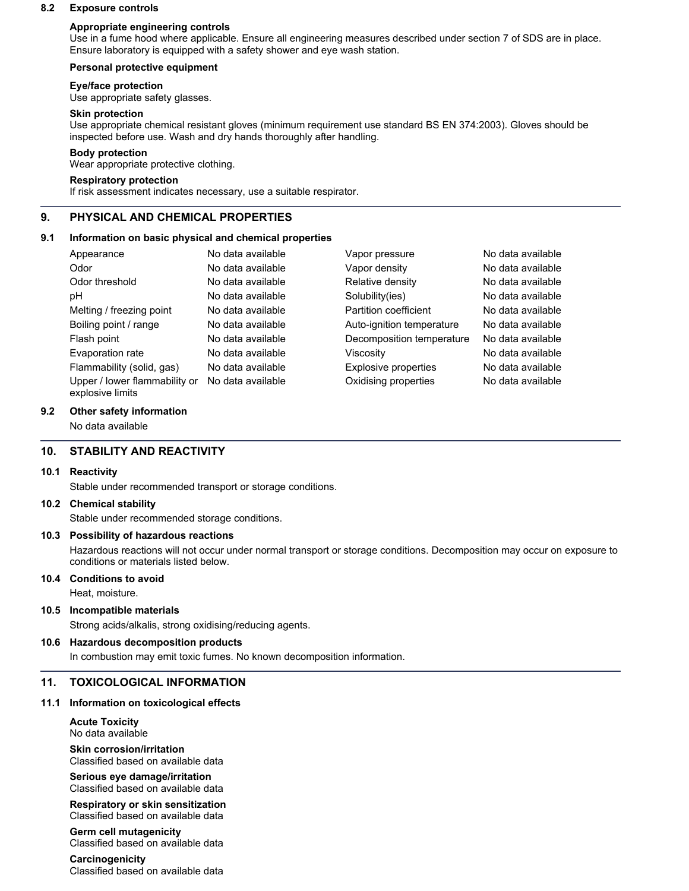### 8.2 Exposure controls

**Appropriate engineering controls**
Use in a fume hood where applicable. Ensure all engineering measures described under section 7 of SDS are in place. Ensure laboratory is equipped with a safety shower and eye wash station.

**Personal protective equipment**

**Eye/face protection**
Use appropriate safety glasses.

**Skin protection**
Use appropriate chemical resistant gloves (minimum requirement use standard BS EN 374:2003). Gloves should be inspected before use. Wash and dry hands thoroughly after handling.

**Body protection**
Wear appropriate protective clothing.

**Respiratory protection**
If risk assessment indicates necessary, use a suitable respirator.

## 9. PHYSICAL AND CHEMICAL PROPERTIES

### 9.1 Information on basic physical and chemical properties

| Property | Value | Property | Value |
|---|---|---|---|
| Appearance | No data available | Vapor pressure | No data available |
| Odor | No data available | Vapor density | No data available |
| Odor threshold | No data available | Relative density | No data available |
| pH | No data available | Solubility(ies) | No data available |
| Melting / freezing point | No data available | Partition coefficient | No data available |
| Boiling point / range | No data available | Auto-ignition temperature | No data available |
| Flash point | No data available | Decomposition temperature | No data available |
| Evaporation rate | No data available | Viscosity | No data available |
| Flammability (solid, gas) | No data available | Explosive properties | No data available |
| Upper / lower flammability or explosive limits | No data available | Oxidising properties | No data available |

### 9.2 Other safety information

No data available

## 10. STABILITY AND REACTIVITY

### 10.1 Reactivity

Stable under recommended transport or storage conditions.

### 10.2 Chemical stability

Stable under recommended storage conditions.

### 10.3 Possibility of hazardous reactions

Hazardous reactions will not occur under normal transport or storage conditions. Decomposition may occur on exposure to conditions or materials listed below.

### 10.4 Conditions to avoid

Heat, moisture.

### 10.5 Incompatible materials

Strong acids/alkalis, strong oxidising/reducing agents.

### 10.6 Hazardous decomposition products

In combustion may emit toxic fumes. No known decomposition information.

## 11. TOXICOLOGICAL INFORMATION

### 11.1 Information on toxicological effects

**Acute Toxicity**
No data available

**Skin corrosion/irritation**
Classified based on available data

**Serious eye damage/irritation**
Classified based on available data

**Respiratory or skin sensitization**
Classified based on available data

**Germ cell mutagenicity**
Classified based on available data

**Carcinogenicity**
Classified based on available data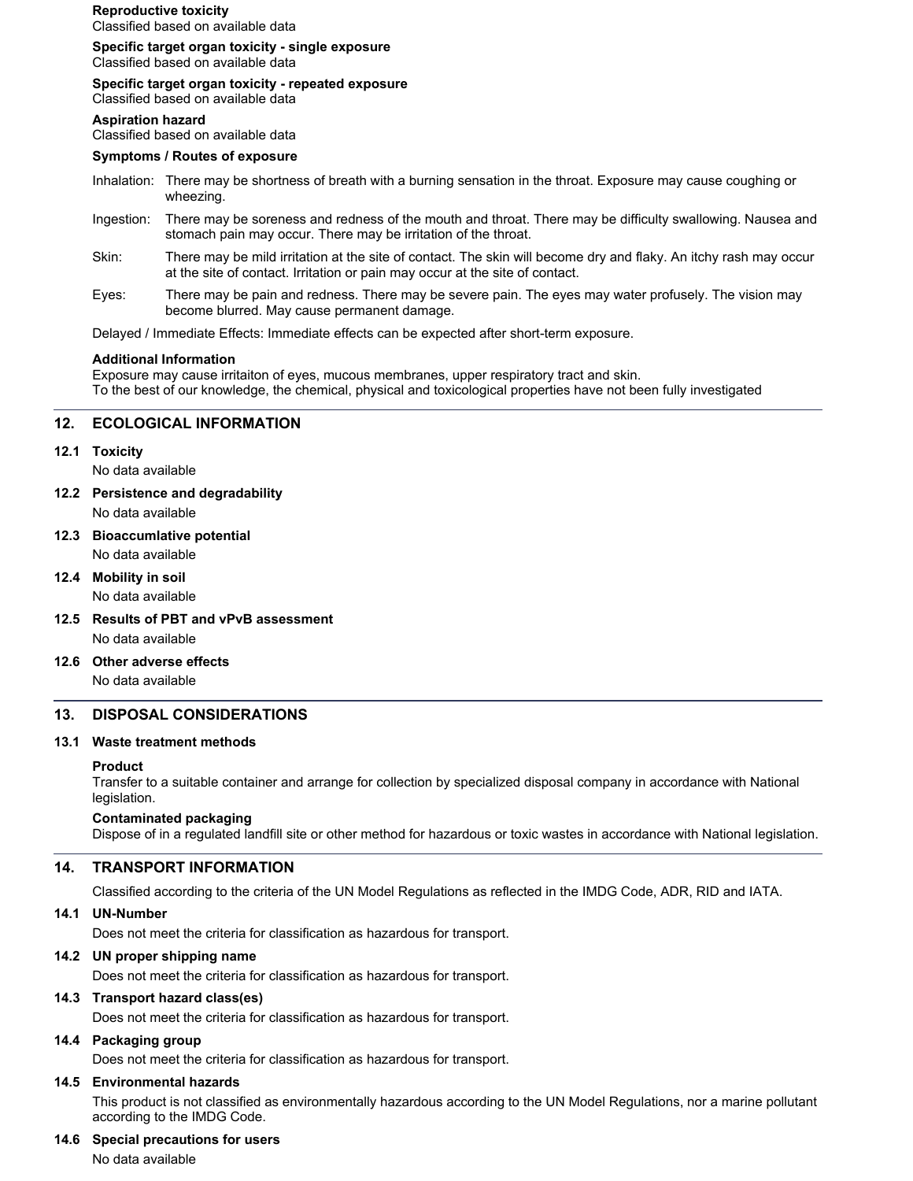**Reproductive toxicity**
Classified based on available data

**Specific target organ toxicity - single exposure**
Classified based on available data

**Specific target organ toxicity - repeated exposure**
Classified based on available data

**Aspiration hazard**
Classified based on available data

**Symptoms / Routes of exposure**

Inhalation: There may be shortness of breath with a burning sensation in the throat. Exposure may cause coughing or wheezing.

Ingestion: There may be soreness and redness of the mouth and throat. There may be difficulty swallowing. Nausea and stomach pain may occur. There may be irritation of the throat.

Skin: There may be mild irritation at the site of contact. The skin will become dry and flaky. An itchy rash may occur at the site of contact. Irritation or pain may occur at the site of contact.

Eyes: There may be pain and redness. There may be severe pain. The eyes may water profusely. The vision may become blurred. May cause permanent damage.

Delayed / Immediate Effects: Immediate effects can be expected after short-term exposure.

**Additional Information**
Exposure may cause irritaiton of eyes, mucous membranes, upper respiratory tract and skin.
To the best of our knowledge, the chemical, physical and toxicological properties have not been fully investigated

## 12. ECOLOGICAL INFORMATION

### 12.1 Toxicity
No data available

### 12.2 Persistence and degradability
No data available

### 12.3 Bioaccumlative potential
No data available

### 12.4 Mobility in soil
No data available

### 12.5 Results of PBT and vPvB assessment
No data available

### 12.6 Other adverse effects
No data available

## 13. DISPOSAL CONSIDERATIONS

### 13.1 Waste treatment methods

**Product**
Transfer to a suitable container and arrange for collection by specialized disposal company in accordance with National legislation.

**Contaminated packaging**
Dispose of in a regulated landfill site or other method for hazardous or toxic wastes in accordance with National legislation.

## 14. TRANSPORT INFORMATION

Classified according to the criteria of the UN Model Regulations as reflected in the IMDG Code, ADR, RID and IATA.

### 14.1 UN-Number
Does not meet the criteria for classification as hazardous for transport.

### 14.2 UN proper shipping name
Does not meet the criteria for classification as hazardous for transport.

### 14.3 Transport hazard class(es)
Does not meet the criteria for classification as hazardous for transport.

### 14.4 Packaging group
Does not meet the criteria for classification as hazardous for transport.

### 14.5 Environmental hazards
This product is not classified as environmentally hazardous according to the UN Model Regulations, nor a marine pollutant according to the IMDG Code.

### 14.6 Special precautions for users
No data available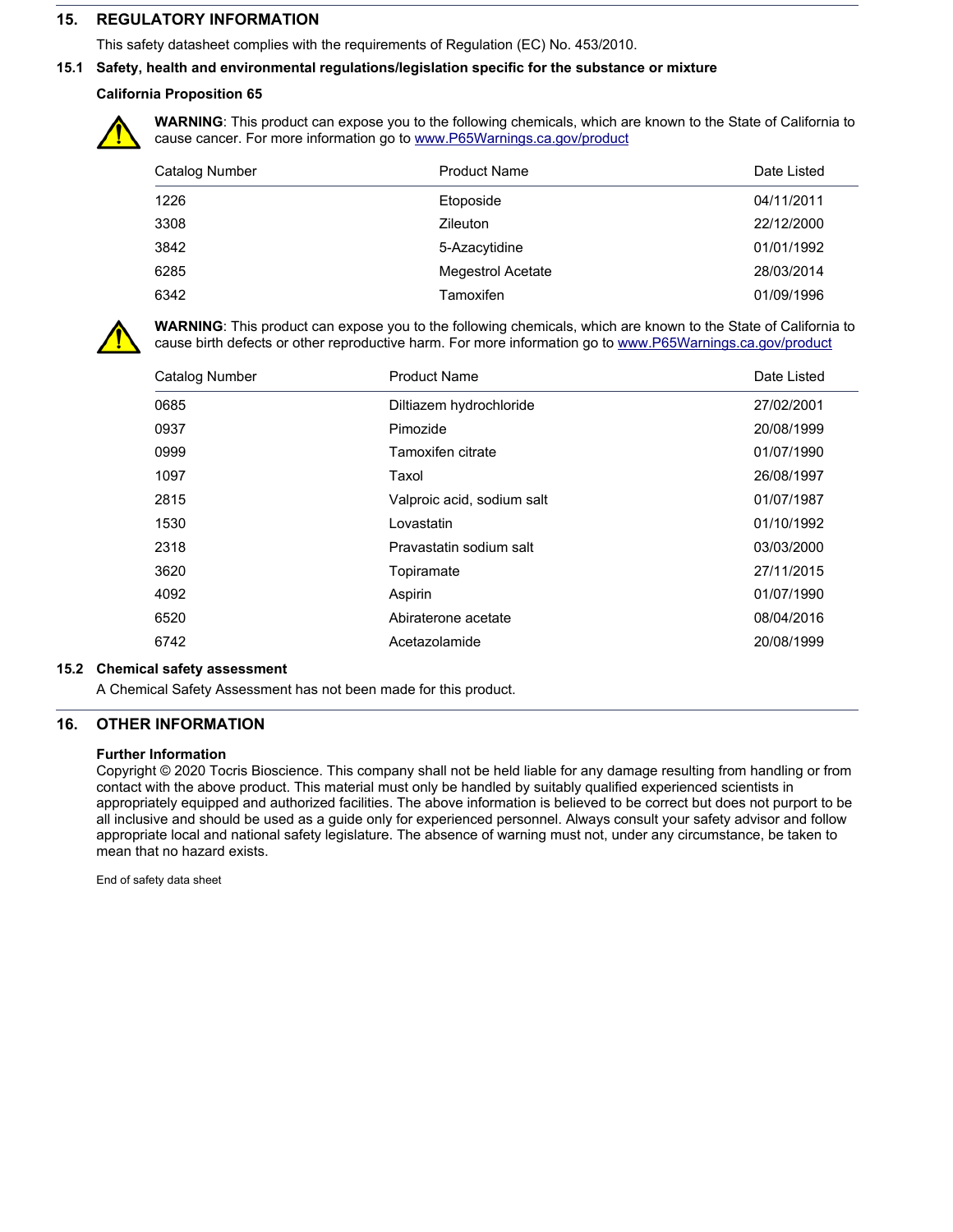## 15. REGULATORY INFORMATION

This safety datasheet complies with the requirements of Regulation (EC) No. 453/2010.

### 15.1 Safety, health and environmental regulations/legislation specific for the substance or mixture

**California Proposition 65**

**WARNING**: This product can expose you to the following chemicals, which are known to the State of California to cause cancer. For more information go to www.P65Warnings.ca.gov/product

| Catalog Number | Product Name | Date Listed |
| --- | --- | --- |
| 1226 | Etoposide | 04/11/2011 |
| 3308 | Zileuton | 22/12/2000 |
| 3842 | 5-Azacytidine | 01/01/1992 |
| 6285 | Megestrol Acetate | 28/03/2014 |
| 6342 | Tamoxifen | 01/09/1996 |

**WARNING**: This product can expose you to the following chemicals, which are known to the State of California to cause birth defects or other reproductive harm. For more information go to www.P65Warnings.ca.gov/product

| Catalog Number | Product Name | Date Listed |
| --- | --- | --- |
| 0685 | Diltiazem hydrochloride | 27/02/2001 |
| 0937 | Pimozide | 20/08/1999 |
| 0999 | Tamoxifen citrate | 01/07/1990 |
| 1097 | Taxol | 26/08/1997 |
| 2815 | Valproic acid, sodium salt | 01/07/1987 |
| 1530 | Lovastatin | 01/10/1992 |
| 2318 | Pravastatin sodium salt | 03/03/2000 |
| 3620 | Topiramate | 27/11/2015 |
| 4092 | Aspirin | 01/07/1990 |
| 6520 | Abiraterone acetate | 08/04/2016 |
| 6742 | Acetazolamide | 20/08/1999 |

### 15.2 Chemical safety assessment

A Chemical Safety Assessment has not been made for this product.

## 16. OTHER INFORMATION

**Further Information**

Copyright © 2020 Tocris Bioscience. This company shall not be held liable for any damage resulting from handling or from contact with the above product. This material must only be handled by suitably qualified experienced scientists in appropriately equipped and authorized facilities. The above information is believed to be correct but does not purport to be all inclusive and should be used as a guide only for experienced personnel. Always consult your safety advisor and follow appropriate local and national safety legislature. The absence of warning must not, under any circumstance, be taken to mean that no hazard exists.

End of safety data sheet